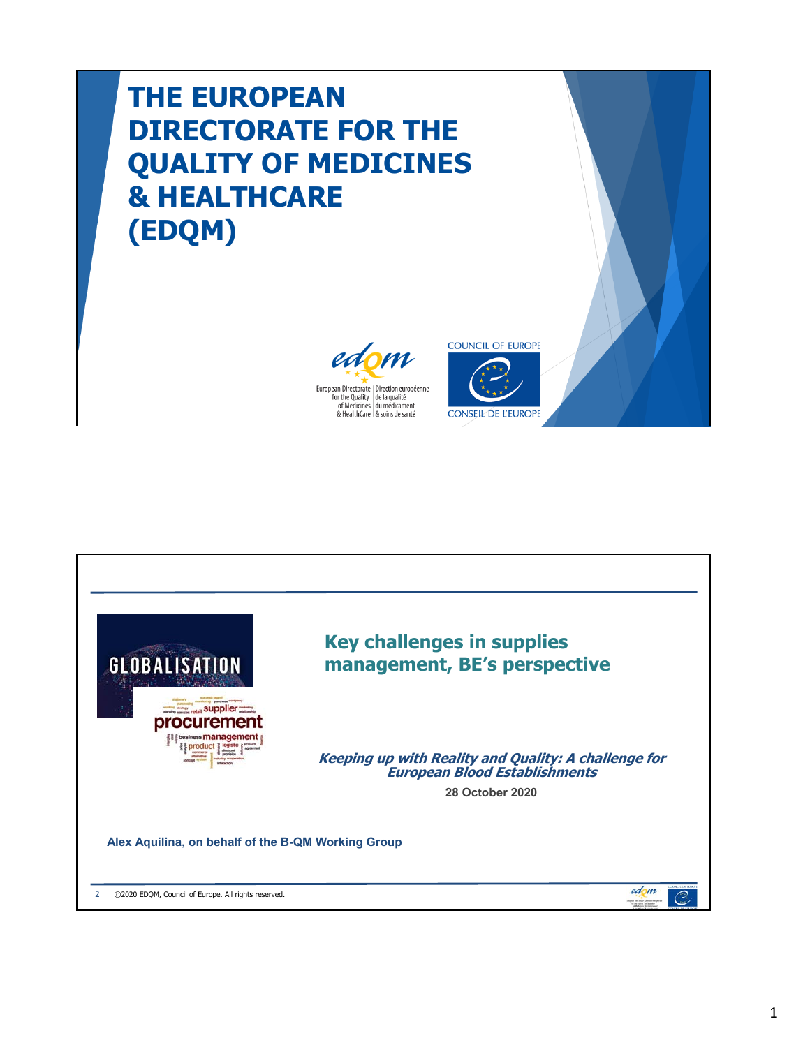# THE EUROPEAN DIRECTORATE FOR THE QUALITY OF MEDICINES & HEALTHCARE (EDQM)

European Directorate for the Quality of Medicines & HealthCare | Direction européenne de la qualité du médicament & soins de santé

COUNCIL OF EUROPE | CONSEIL DE L'EUROPE

---

## Key challenges in supplies management, BE's perspective

***Keeping up with Reality and Quality: A challenge for European Blood Establishments***

**28 October 2020**

**Alex Aquilina, on behalf of the B-QM Working Group**

©2020 EDQM, Council of Europe. All rights reserved.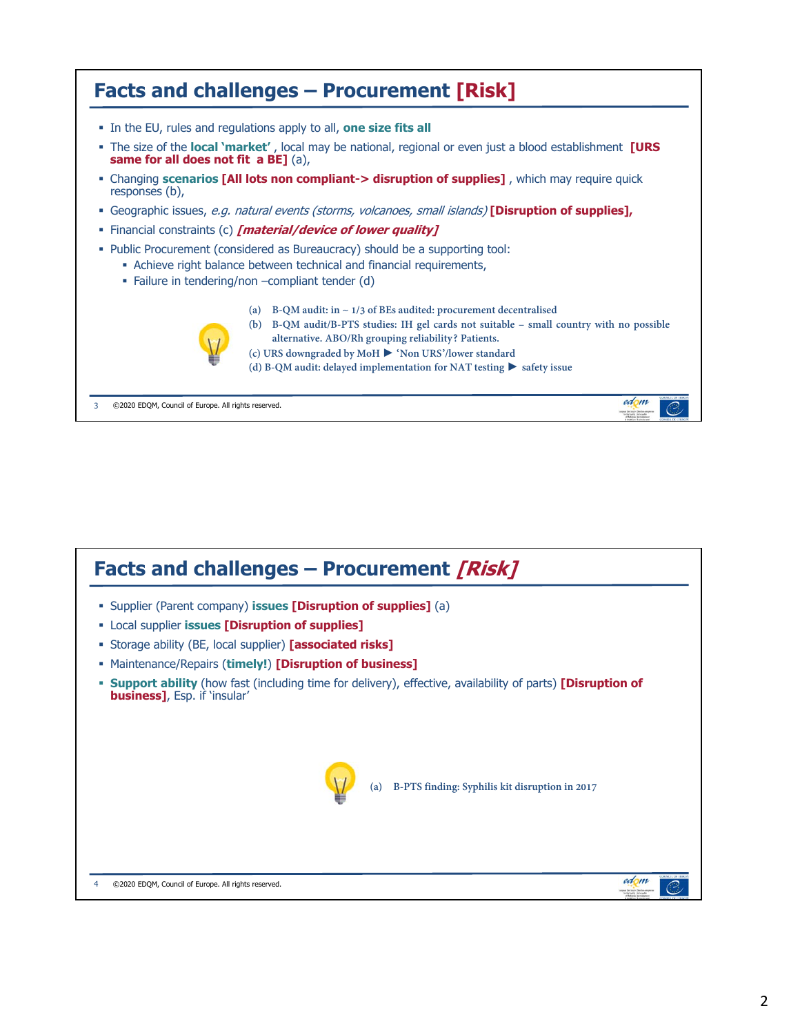## Facts and challenges – Procurement [Risk]

- In the EU, rules and regulations apply to all, **one size fits all**
- The size of the **local 'market'** , local may be national, regional or even just a blood establishment **[URS same for all does not fit a BE]** (a),
- Changing **scenarios [All lots non compliant-> disruption of supplies]** , which may require quick responses (b),
- Geographic issues, *e.g. natural events (storms, volcanoes, small islands)* **[Disruption of supplies],**
- Financial constraints (c) ***[material/device of lower quality]***
- Public Procurement (considered as Bureaucracy) should be a supporting tool:
  - Achieve right balance between technical and financial requirements,
  - Failure in tendering/non –compliant tender (d)

(a) B-QM audit: in ~ 1/3 of BEs audited: procurement decentralised
(b) B-QM audit/B-PTS studies: IH gel cards not suitable – small country with no possible alternative. ABO/Rh grouping reliability? Patients.
(c) URS downgraded by MoH ▶ 'Non URS'/lower standard
(d) B-QM audit: delayed implementation for NAT testing ▶ safety issue

©2020 EDQM, Council of Europe. All rights reserved.

## Facts and challenges – Procurement *[Risk]*

- Supplier (Parent company) **issues [Disruption of supplies]** (a)
- Local supplier **issues [Disruption of supplies]**
- Storage ability (BE, local supplier) **[associated risks]**
- Maintenance/Repairs (**timely!**) **[Disruption of business]**
- **Support ability** (how fast (including time for delivery), effective, availability of parts) **[Disruption of business]**, Esp. if 'insular'

(a) B-PTS finding: Syphilis kit disruption in 2017

©2020 EDQM, Council of Europe. All rights reserved.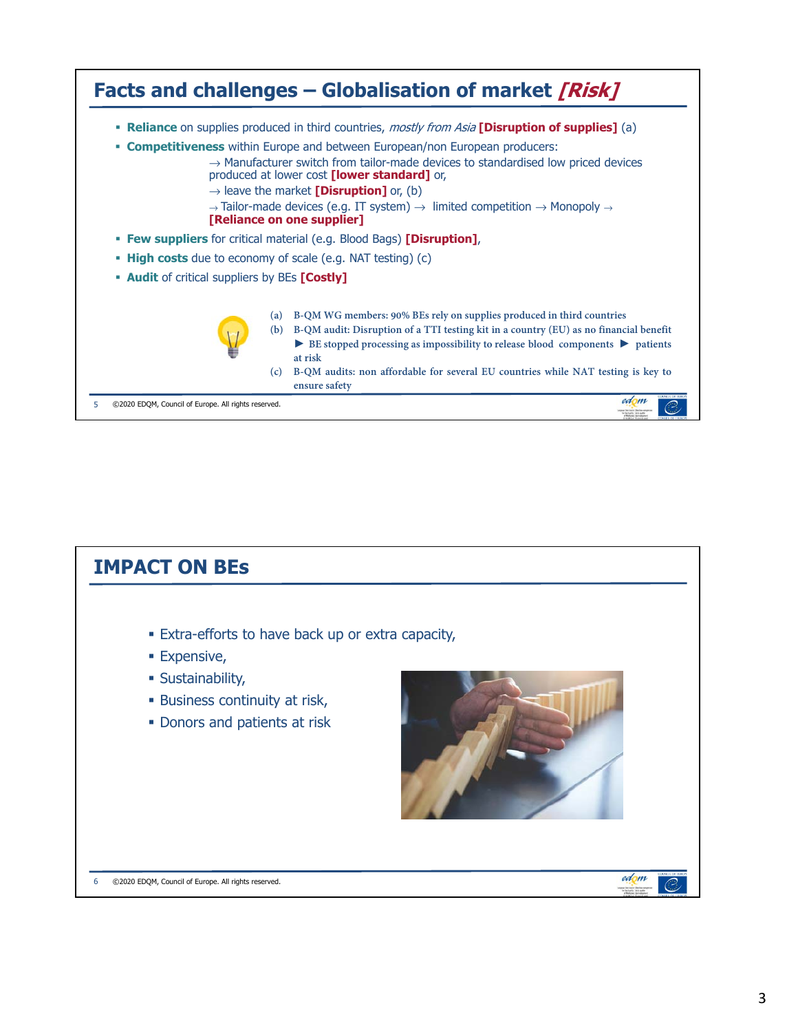## Facts and challenges – Globalisation of market *[Risk]*

- **Reliance** on supplies produced in third countries, *mostly from Asia* **[Disruption of supplies]** (a)
- **Competitiveness** within Europe and between European/non European producers:
  - → Manufacturer switch from tailor-made devices to standardised low priced devices produced at lower cost **[lower standard]** or,
  - → leave the market **[Disruption]** or, (b)
  - → Tailor-made devices (e.g. IT system) → limited competition → Monopoly → **[Reliance on one supplier]**
- **Few suppliers** for critical material (e.g. Blood Bags) **[Disruption]**,
- **High costs** due to economy of scale (e.g. NAT testing) (c)
- **Audit** of critical suppliers by BEs **[Costly]**

(a) B-QM WG members: 90% BEs rely on supplies produced in third countries

(b) B-QM audit: Disruption of a TTI testing kit in a country (EU) as no financial benefit ► BE stopped processing as impossibility to release blood components ► patients at risk

(c) B-QM audits: non affordable for several EU countries while NAT testing is key to ensure safety

## IMPACT ON BEs

- Extra-efforts to have back up or extra capacity,
- Expensive,
- Sustainability,
- Business continuity at risk,
- Donors and patients at risk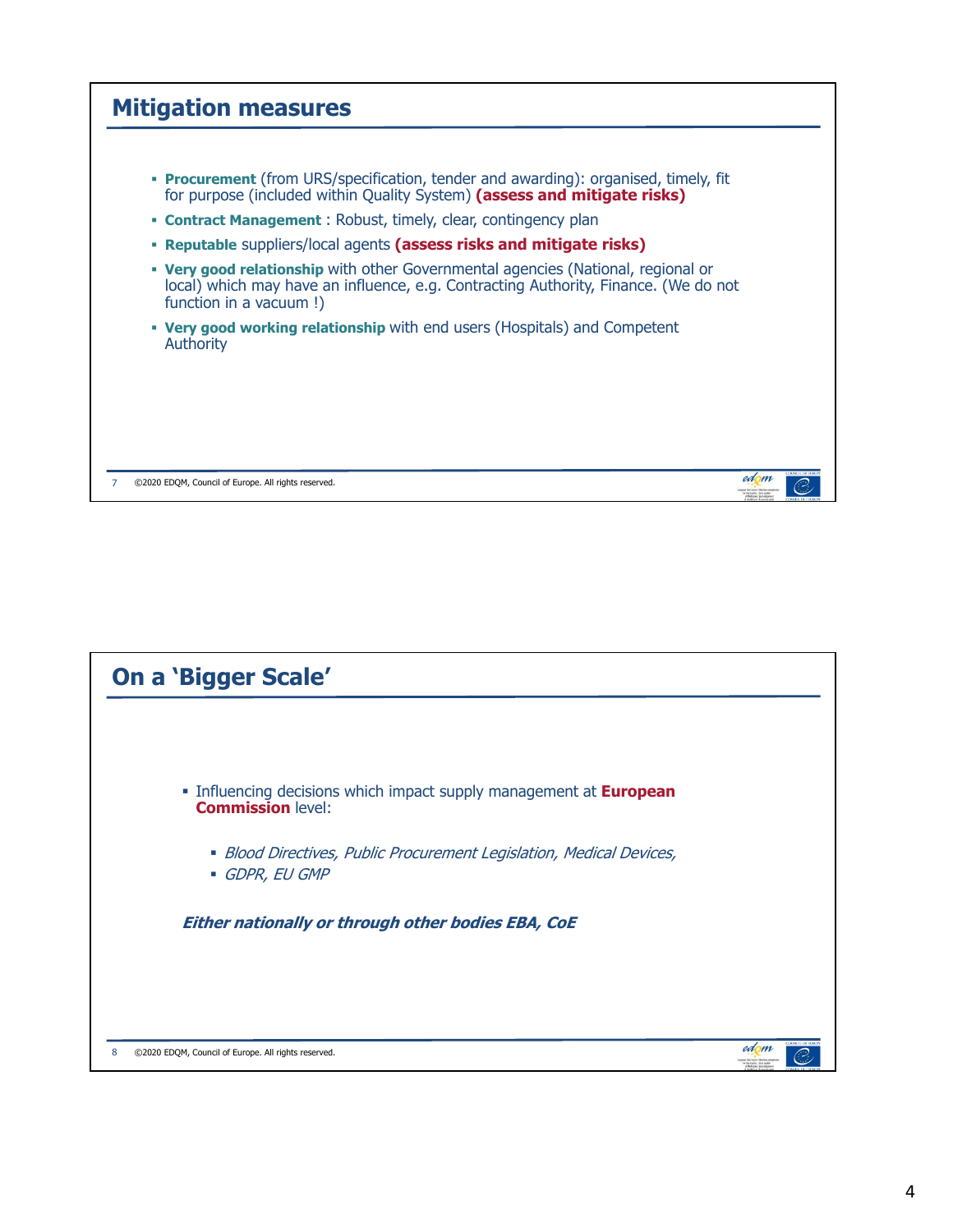## Mitigation measures

- **Procurement** (from URS/specification, tender and awarding): organised, timely, fit for purpose (included within Quality System) **(assess and mitigate risks)**
- **Contract Management** : Robust, timely, clear, contingency plan
- **Reputable** suppliers/local agents **(assess risks and mitigate risks)**
- **Very good relationship** with other Governmental agencies (National, regional or local) which may have an influence, e.g. Contracting Authority, Finance. (We do not function in a vacuum !)
- **Very good working relationship** with end users (Hospitals) and Competent Authority

## On a 'Bigger Scale'

- Influencing decisions which impact supply management at **European Commission** level:
  - *Blood Directives, Public Procurement Legislation, Medical Devices,*
  - *GDPR, EU GMP*

***Either nationally or through other bodies EBA, CoE***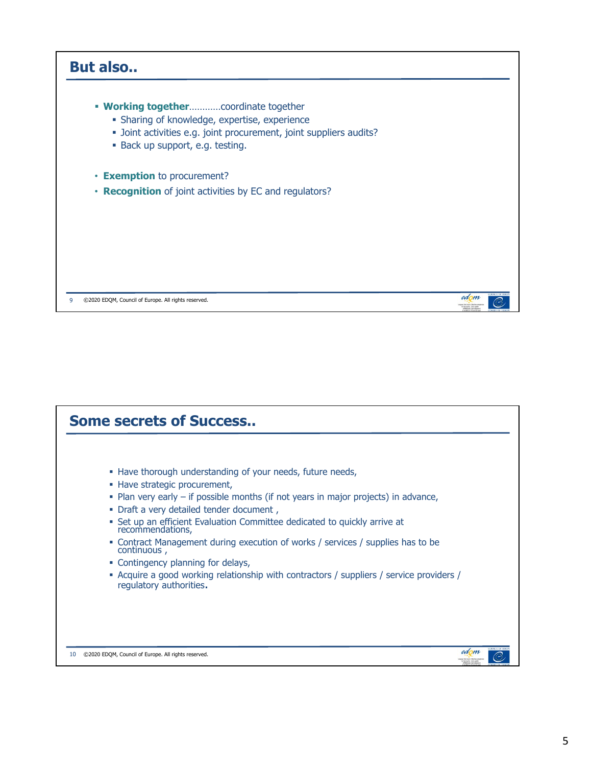## But also..

- **Working together**…………coordinate together
  - Sharing of knowledge, expertise, experience
  - Joint activities e.g. joint procurement, joint suppliers audits?
  - Back up support, e.g. testing.

- **Exemption** to procurement?
- **Recognition** of joint activities by EC and regulators?

## Some secrets of Success..

- Have thorough understanding of your needs, future needs,
- Have strategic procurement,
- Plan very early – if possible months (if not years in major projects) in advance,
- Draft a very detailed tender document ,
- Set up an efficient Evaluation Committee dedicated to quickly arrive at recommendations,
- Contract Management during execution of works / services / supplies has to be continuous ,
- Contingency planning for delays,
- Acquire a good working relationship with contractors / suppliers / service providers / regulatory authorities.